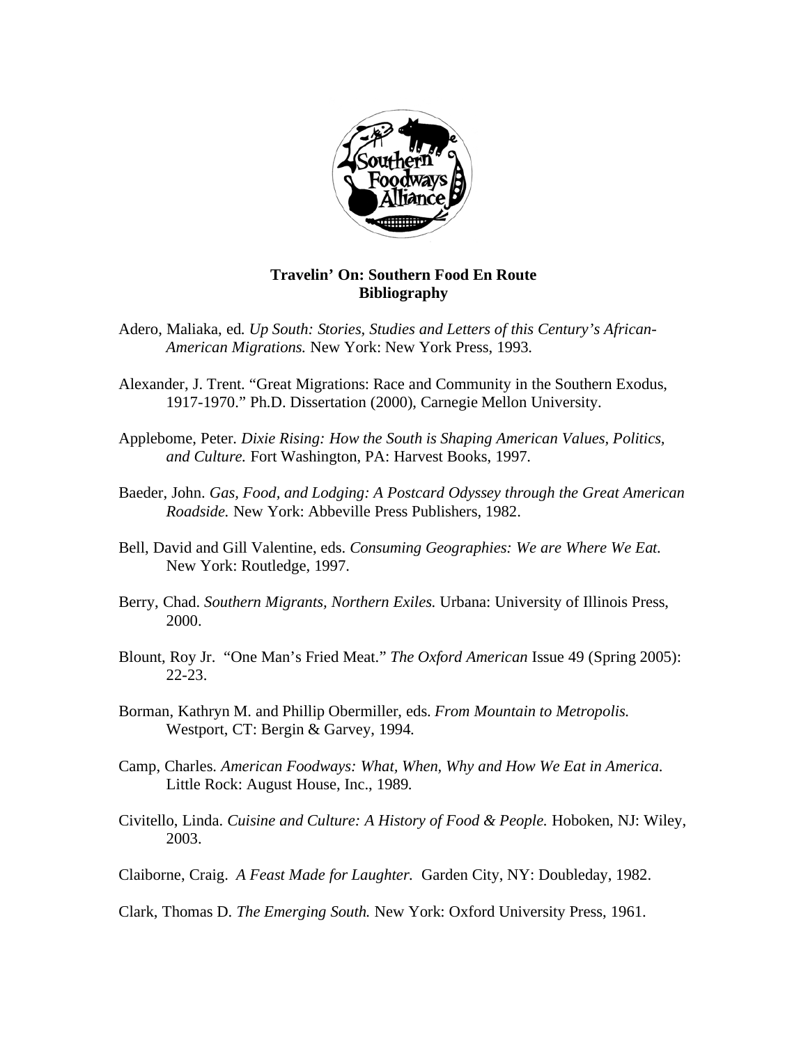**Travelin' On: Southern Food En Route**
**Bibliography**

Adero, Maliaka, ed. *Up South: Stories, Studies and Letters of this Century's African-American Migrations.* New York: New York Press, 1993.

Alexander, J. Trent. "Great Migrations: Race and Community in the Southern Exodus, 1917-1970." Ph.D. Dissertation (2000), Carnegie Mellon University.

Applebome, Peter. *Dixie Rising: How the South is Shaping American Values, Politics, and Culture.* Fort Washington, PA: Harvest Books, 1997.

Baeder, John. *Gas, Food, and Lodging: A Postcard Odyssey through the Great American Roadside.* New York: Abbeville Press Publishers, 1982.

Bell, David and Gill Valentine, eds. *Consuming Geographies: We are Where We Eat.* New York: Routledge, 1997.

Berry, Chad. *Southern Migrants, Northern Exiles.* Urbana: University of Illinois Press, 2000.

Blount, Roy Jr. "One Man's Fried Meat." *The Oxford American* Issue 49 (Spring 2005): 22-23.

Borman, Kathryn M. and Phillip Obermiller, eds. *From Mountain to Metropolis.* Westport, CT: Bergin & Garvey, 1994.

Camp, Charles. *American Foodways: What, When, Why and How We Eat in America.* Little Rock: August House, Inc., 1989.

Civitello, Linda. *Cuisine and Culture: A History of Food & People.* Hoboken, NJ: Wiley, 2003.

Claiborne, Craig. *A Feast Made for Laughter.* Garden City, NY: Doubleday, 1982.

Clark, Thomas D. *The Emerging South.* New York: Oxford University Press, 1961.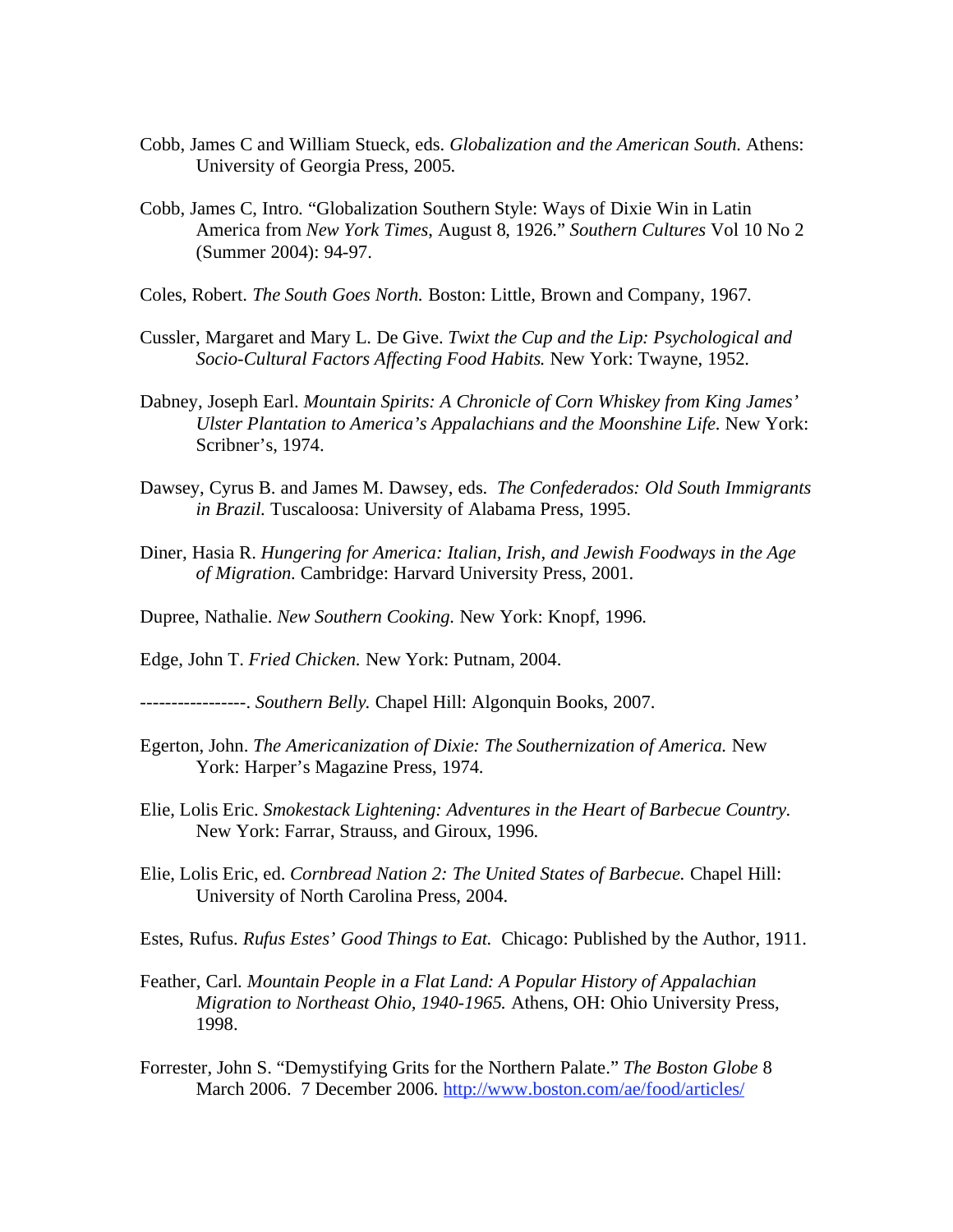Cobb, James C and William Stueck, eds. *Globalization and the American South.* Athens: University of Georgia Press, 2005.

Cobb, James C, Intro. "Globalization Southern Style: Ways of Dixie Win in Latin America from *New York Times*, August 8, 1926." *Southern Cultures* Vol 10 No 2 (Summer 2004): 94-97.

Coles, Robert. *The South Goes North.* Boston: Little, Brown and Company, 1967.

Cussler, Margaret and Mary L. De Give. *Twixt the Cup and the Lip: Psychological and Socio-Cultural Factors Affecting Food Habits.* New York: Twayne, 1952.

Dabney, Joseph Earl. *Mountain Spirits: A Chronicle of Corn Whiskey from King James' Ulster Plantation to America's Appalachians and the Moonshine Life.* New York: Scribner's, 1974.

Dawsey, Cyrus B. and James M. Dawsey, eds. *The Confederados: Old South Immigrants in Brazil.* Tuscaloosa: University of Alabama Press, 1995.

Diner, Hasia R. *Hungering for America: Italian, Irish, and Jewish Foodways in the Age of Migration.* Cambridge: Harvard University Press, 2001.

Dupree, Nathalie. *New Southern Cooking.* New York: Knopf, 1996.

Edge, John T. *Fried Chicken.* New York: Putnam, 2004.

-----------------. *Southern Belly.* Chapel Hill: Algonquin Books, 2007.

Egerton, John. *The Americanization of Dixie: The Southernization of America.* New York: Harper's Magazine Press, 1974.

Elie, Lolis Eric. *Smokestack Lightening: Adventures in the Heart of Barbecue Country.* New York: Farrar, Strauss, and Giroux, 1996.

Elie, Lolis Eric, ed. *Cornbread Nation 2: The United States of Barbecue.* Chapel Hill: University of North Carolina Press, 2004.

Estes, Rufus. *Rufus Estes' Good Things to Eat.* Chicago: Published by the Author, 1911.

Feather, Carl. *Mountain People in a Flat Land: A Popular History of Appalachian Migration to Northeast Ohio, 1940-1965.* Athens, OH: Ohio University Press, 1998.

Forrester, John S. "Demystifying Grits for the Northern Palate." *The Boston Globe* 8 March 2006. 7 December 2006. http://www.boston.com/ae/food/articles/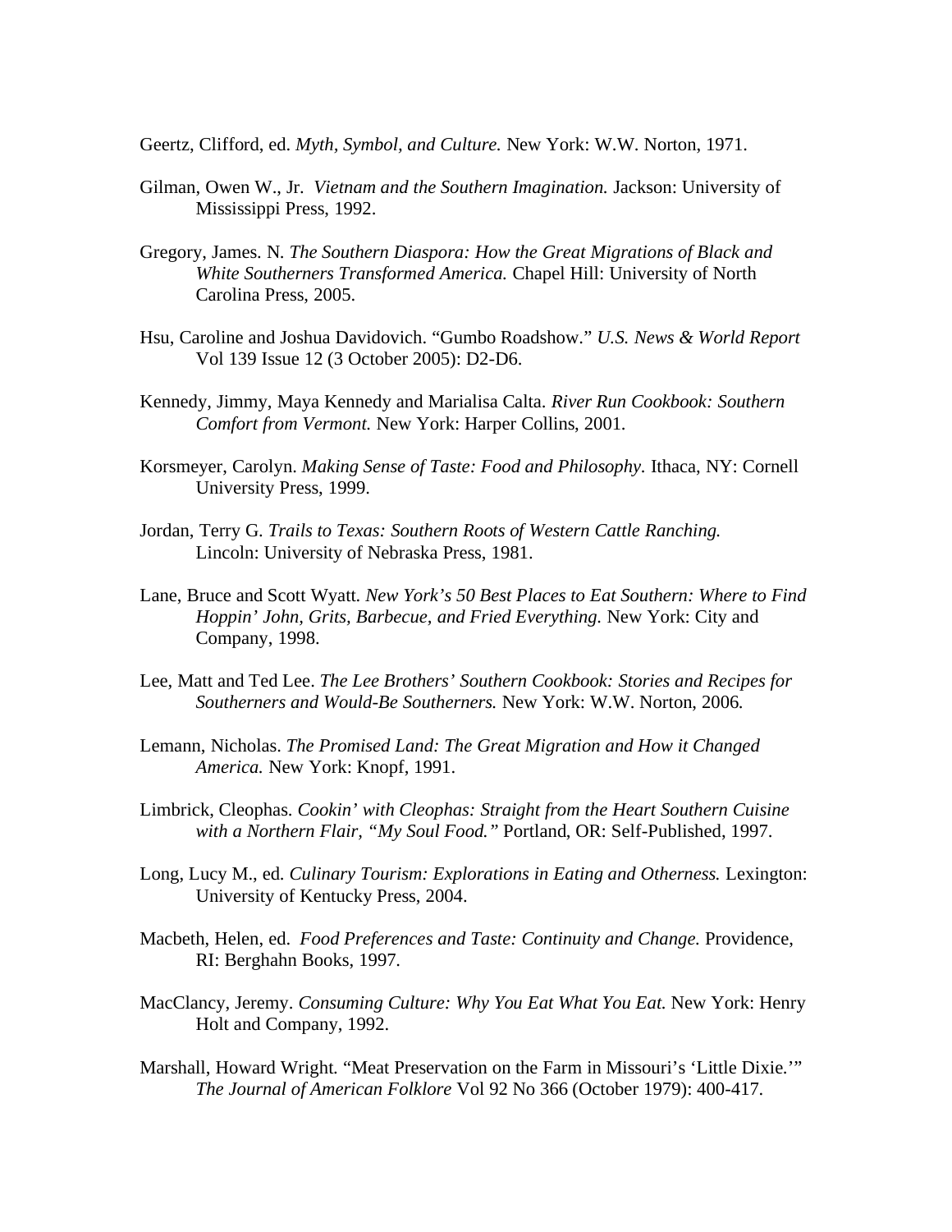Geertz, Clifford, ed. *Myth, Symbol, and Culture.* New York: W.W. Norton, 1971.

Gilman, Owen W., Jr. *Vietnam and the Southern Imagination.* Jackson: University of Mississippi Press, 1992.

Gregory, James. N. *The Southern Diaspora: How the Great Migrations of Black and White Southerners Transformed America.* Chapel Hill: University of North Carolina Press, 2005.

Hsu, Caroline and Joshua Davidovich. "Gumbo Roadshow." *U.S. News & World Report* Vol 139 Issue 12 (3 October 2005): D2-D6.

Kennedy, Jimmy, Maya Kennedy and Marialisa Calta. *River Run Cookbook: Southern Comfort from Vermont.* New York: Harper Collins, 2001.

Korsmeyer, Carolyn. *Making Sense of Taste: Food and Philosophy.* Ithaca, NY: Cornell University Press, 1999.

Jordan, Terry G. *Trails to Texas: Southern Roots of Western Cattle Ranching.* Lincoln: University of Nebraska Press, 1981.

Lane, Bruce and Scott Wyatt. *New York's 50 Best Places to Eat Southern: Where to Find Hoppin' John, Grits, Barbecue, and Fried Everything.* New York: City and Company, 1998.

Lee, Matt and Ted Lee. *The Lee Brothers' Southern Cookbook: Stories and Recipes for Southerners and Would-Be Southerners.* New York: W.W. Norton, 2006.

Lemann, Nicholas. *The Promised Land: The Great Migration and How it Changed America.* New York: Knopf, 1991.

Limbrick, Cleophas. *Cookin' with Cleophas: Straight from the Heart Southern Cuisine with a Northern Flair, "My Soul Food."* Portland, OR: Self-Published, 1997.

Long, Lucy M., ed. *Culinary Tourism: Explorations in Eating and Otherness.* Lexington: University of Kentucky Press, 2004.

Macbeth, Helen, ed. *Food Preferences and Taste: Continuity and Change.* Providence, RI: Berghahn Books, 1997.

MacClancy, Jeremy. *Consuming Culture: Why You Eat What You Eat.* New York: Henry Holt and Company, 1992.

Marshall, Howard Wright. "Meat Preservation on the Farm in Missouri's 'Little Dixie.'" *The Journal of American Folklore* Vol 92 No 366 (October 1979): 400-417.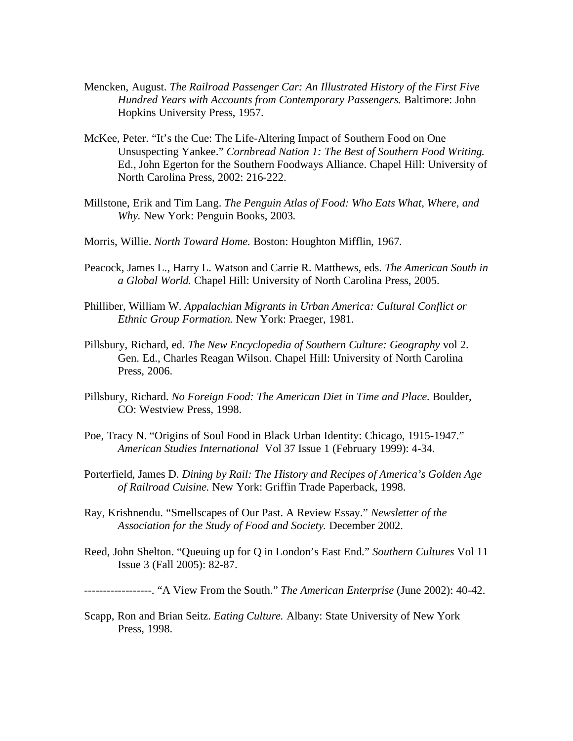Mencken, August. *The Railroad Passenger Car: An Illustrated History of the First Five Hundred Years with Accounts from Contemporary Passengers.* Baltimore: John Hopkins University Press, 1957.

McKee, Peter. "It's the Cue: The Life-Altering Impact of Southern Food on One Unsuspecting Yankee." *Cornbread Nation 1: The Best of Southern Food Writing.* Ed., John Egerton for the Southern Foodways Alliance. Chapel Hill: University of North Carolina Press, 2002: 216-222.

Millstone, Erik and Tim Lang. *The Penguin Atlas of Food: Who Eats What, Where, and Why.* New York: Penguin Books, 2003.

Morris, Willie. *North Toward Home.* Boston: Houghton Mifflin, 1967.

Peacock, James L., Harry L. Watson and Carrie R. Matthews, eds. *The American South in a Global World.* Chapel Hill: University of North Carolina Press, 2005.

Philliber, William W. *Appalachian Migrants in Urban America: Cultural Conflict or Ethnic Group Formation.* New York: Praeger, 1981.

Pillsbury, Richard, ed. *The New Encyclopedia of Southern Culture: Geography* vol 2. Gen. Ed., Charles Reagan Wilson. Chapel Hill: University of North Carolina Press, 2006.

Pillsbury, Richard. *No Foreign Food: The American Diet in Time and Place.* Boulder, CO: Westview Press, 1998.

Poe, Tracy N. "Origins of Soul Food in Black Urban Identity: Chicago, 1915-1947." *American Studies International* Vol 37 Issue 1 (February 1999): 4-34.

Porterfield, James D. *Dining by Rail: The History and Recipes of America's Golden Age of Railroad Cuisine.* New York: Griffin Trade Paperback, 1998.

Ray, Krishnendu. "Smellscapes of Our Past. A Review Essay." *Newsletter of the Association for the Study of Food and Society.* December 2002.

Reed, John Shelton. "Queuing up for Q in London's East End." *Southern Cultures* Vol 11 Issue 3 (Fall 2005): 82-87.

------------------. "A View From the South." *The American Enterprise* (June 2002): 40-42.

Scapp, Ron and Brian Seitz. *Eating Culture.* Albany: State University of New York Press, 1998.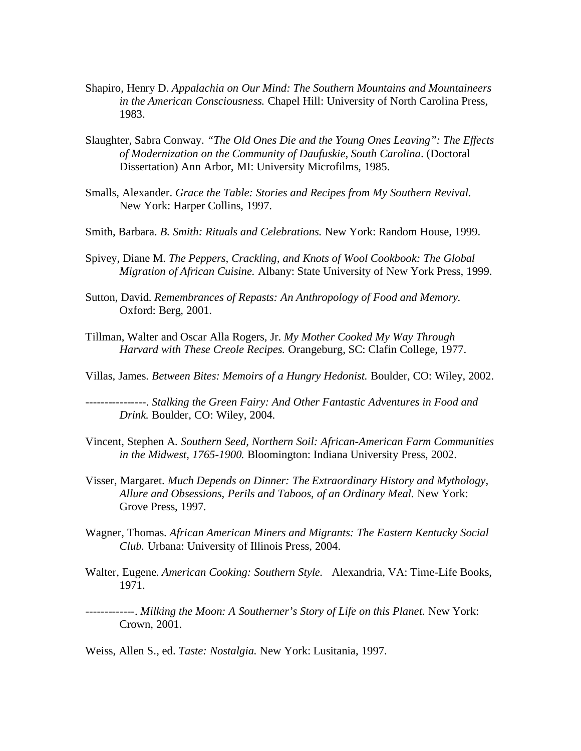Shapiro, Henry D. *Appalachia on Our Mind: The Southern Mountains and Mountaineers in the American Consciousness.* Chapel Hill: University of North Carolina Press, 1983.

Slaughter, Sabra Conway. *"The Old Ones Die and the Young Ones Leaving": The Effects of Modernization on the Community of Daufuskie, South Carolina*. (Doctoral Dissertation) Ann Arbor, MI: University Microfilms, 1985.

Smalls, Alexander. *Grace the Table: Stories and Recipes from My Southern Revival.* New York: Harper Collins, 1997.

Smith, Barbara. *B. Smith: Rituals and Celebrations.* New York: Random House, 1999.

Spivey, Diane M. *The Peppers, Crackling, and Knots of Wool Cookbook: The Global Migration of African Cuisine.* Albany: State University of New York Press, 1999.

Sutton, David. *Remembrances of Repasts: An Anthropology of Food and Memory.* Oxford: Berg, 2001.

Tillman, Walter and Oscar Alla Rogers, Jr. *My Mother Cooked My Way Through Harvard with These Creole Recipes.* Orangeburg, SC: Clafin College, 1977.

Villas, James. *Between Bites: Memoirs of a Hungry Hedonist.* Boulder, CO: Wiley, 2002.

----------------. *Stalking the Green Fairy: And Other Fantastic Adventures in Food and Drink.* Boulder, CO: Wiley, 2004.

Vincent, Stephen A. *Southern Seed, Northern Soil: African-American Farm Communities in the Midwest, 1765-1900.* Bloomington: Indiana University Press, 2002.

Visser, Margaret. *Much Depends on Dinner: The Extraordinary History and Mythology, Allure and Obsessions, Perils and Taboos, of an Ordinary Meal.* New York: Grove Press, 1997.

Wagner, Thomas. *African American Miners and Migrants: The Eastern Kentucky Social Club.* Urbana: University of Illinois Press, 2004.

Walter, Eugene. *American Cooking: Southern Style.* Alexandria, VA: Time-Life Books, 1971.

-------------. *Milking the Moon: A Southerner's Story of Life on this Planet.* New York: Crown, 2001.

Weiss, Allen S., ed. *Taste: Nostalgia.* New York: Lusitania, 1997.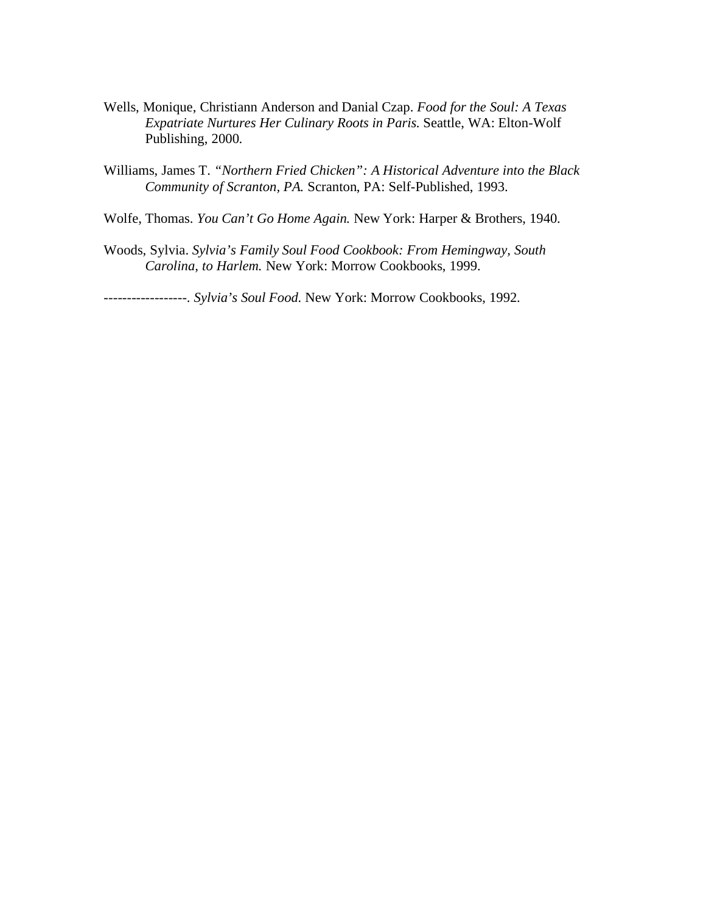Wells, Monique, Christiann Anderson and Danial Czap. *Food for the Soul: A Texas Expatriate Nurtures Her Culinary Roots in Paris.* Seattle, WA: Elton-Wolf Publishing, 2000.

Williams, James T. *"Northern Fried Chicken": A Historical Adventure into the Black Community of Scranton, PA.* Scranton, PA: Self-Published, 1993.

Wolfe, Thomas. *You Can't Go Home Again.* New York: Harper & Brothers, 1940.

Woods, Sylvia. *Sylvia's Family Soul Food Cookbook: From Hemingway, South Carolina, to Harlem.* New York: Morrow Cookbooks, 1999.

------------------. *Sylvia's Soul Food.* New York: Morrow Cookbooks, 1992.